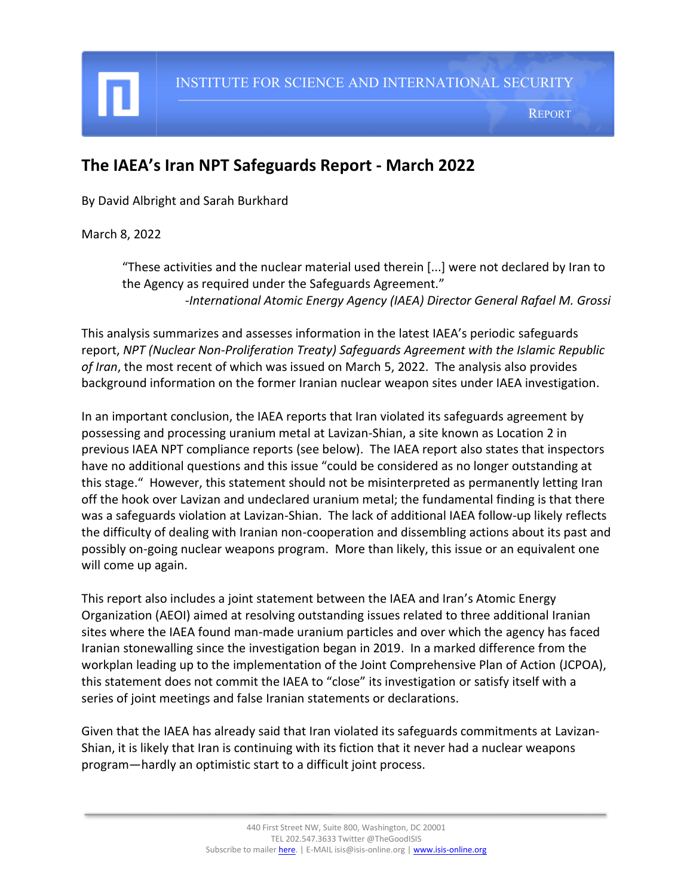INSTITUTE FOR SCIENCE AND INTERNATIONAL SECURITY

REPORT

# The IAEA's Iran NPT Safeguards Report - March 2022

By David Albright and Sarah Burkhard

March 8, 2022

> "These activities and the nuclear material used therein [...] were not declared by Iran to the Agency as required under the Safeguards Agreement."
> -*International Atomic Energy Agency (IAEA) Director General Rafael M. Grossi*

This analysis summarizes and assesses information in the latest IAEA's periodic safeguards report, *NPT (Nuclear Non-Proliferation Treaty) Safeguards Agreement with the Islamic Republic of Iran*, the most recent of which was issued on March 5, 2022. The analysis also provides background information on the former Iranian nuclear weapon sites under IAEA investigation.

In an important conclusion, the IAEA reports that Iran violated its safeguards agreement by possessing and processing uranium metal at Lavizan-Shian, a site known as Location 2 in previous IAEA NPT compliance reports (see below). The IAEA report also states that inspectors have no additional questions and this issue "could be considered as no longer outstanding at this stage." However, this statement should not be misinterpreted as permanently letting Iran off the hook over Lavizan and undeclared uranium metal; the fundamental finding is that there was a safeguards violation at Lavizan-Shian. The lack of additional IAEA follow-up likely reflects the difficulty of dealing with Iranian non-cooperation and dissembling actions about its past and possibly on-going nuclear weapons program. More than likely, this issue or an equivalent one will come up again.

This report also includes a joint statement between the IAEA and Iran's Atomic Energy Organization (AEOI) aimed at resolving outstanding issues related to three additional Iranian sites where the IAEA found man-made uranium particles and over which the agency has faced Iranian stonewalling since the investigation began in 2019. In a marked difference from the workplan leading up to the implementation of the Joint Comprehensive Plan of Action (JCPOA), this statement does not commit the IAEA to "close" its investigation or satisfy itself with a series of joint meetings and false Iranian statements or declarations.

Given that the IAEA has already said that Iran violated its safeguards commitments at Lavizan-Shian, it is likely that Iran is continuing with its fiction that it never had a nuclear weapons program—hardly an optimistic start to a difficult joint process.

440 First Street NW, Suite 800, Washington, DC 20001
TEL 202.547.3633 Twitter @TheGoodISIS
Subscribe to mailer here. | E-MAIL isis@isis-online.org | www.isis-online.org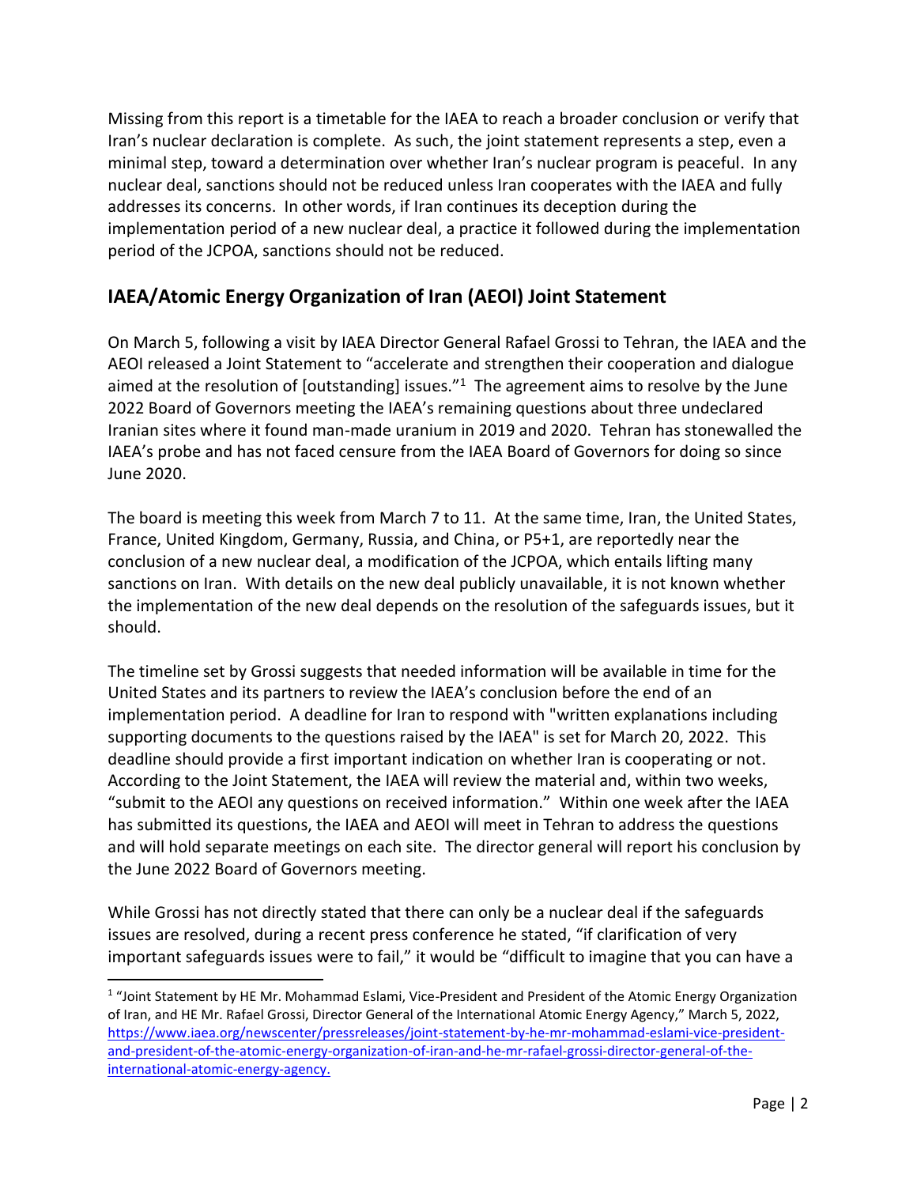Missing from this report is a timetable for the IAEA to reach a broader conclusion or verify that Iran's nuclear declaration is complete. As such, the joint statement represents a step, even a minimal step, toward a determination over whether Iran's nuclear program is peaceful. In any nuclear deal, sanctions should not be reduced unless Iran cooperates with the IAEA and fully addresses its concerns. In other words, if Iran continues its deception during the implementation period of a new nuclear deal, a practice it followed during the implementation period of the JCPOA, sanctions should not be reduced.

## IAEA/Atomic Energy Organization of Iran (AEOI) Joint Statement

On March 5, following a visit by IAEA Director General Rafael Grossi to Tehran, the IAEA and the AEOI released a Joint Statement to "accelerate and strengthen their cooperation and dialogue aimed at the resolution of [outstanding] issues."[1] The agreement aims to resolve by the June 2022 Board of Governors meeting the IAEA's remaining questions about three undeclared Iranian sites where it found man-made uranium in 2019 and 2020. Tehran has stonewalled the IAEA's probe and has not faced censure from the IAEA Board of Governors for doing so since June 2020.

The board is meeting this week from March 7 to 11. At the same time, Iran, the United States, France, United Kingdom, Germany, Russia, and China, or P5+1, are reportedly near the conclusion of a new nuclear deal, a modification of the JCPOA, which entails lifting many sanctions on Iran. With details on the new deal publicly unavailable, it is not known whether the implementation of the new deal depends on the resolution of the safeguards issues, but it should.

The timeline set by Grossi suggests that needed information will be available in time for the United States and its partners to review the IAEA's conclusion before the end of an implementation period. A deadline for Iran to respond with "written explanations including supporting documents to the questions raised by the IAEA" is set for March 20, 2022. This deadline should provide a first important indication on whether Iran is cooperating or not. According to the Joint Statement, the IAEA will review the material and, within two weeks, "submit to the AEOI any questions on received information." Within one week after the IAEA has submitted its questions, the IAEA and AEOI will meet in Tehran to address the questions and will hold separate meetings on each site. The director general will report his conclusion by the June 2022 Board of Governors meeting.

While Grossi has not directly stated that there can only be a nuclear deal if the safeguards issues are resolved, during a recent press conference he stated, "if clarification of very important safeguards issues were to fail," it would be "difficult to imagine that you can have a

---

[1] "Joint Statement by HE Mr. Mohammad Eslami, Vice-President and President of the Atomic Energy Organization of Iran, and HE Mr. Rafael Grossi, Director General of the International Atomic Energy Agency," March 5, 2022, https://www.iaea.org/newscenter/pressreleases/joint-statement-by-he-mr-mohammad-eslami-vice-president-and-president-of-the-atomic-energy-organization-of-iran-and-he-mr-rafael-grossi-director-general-of-the-international-atomic-energy-agency.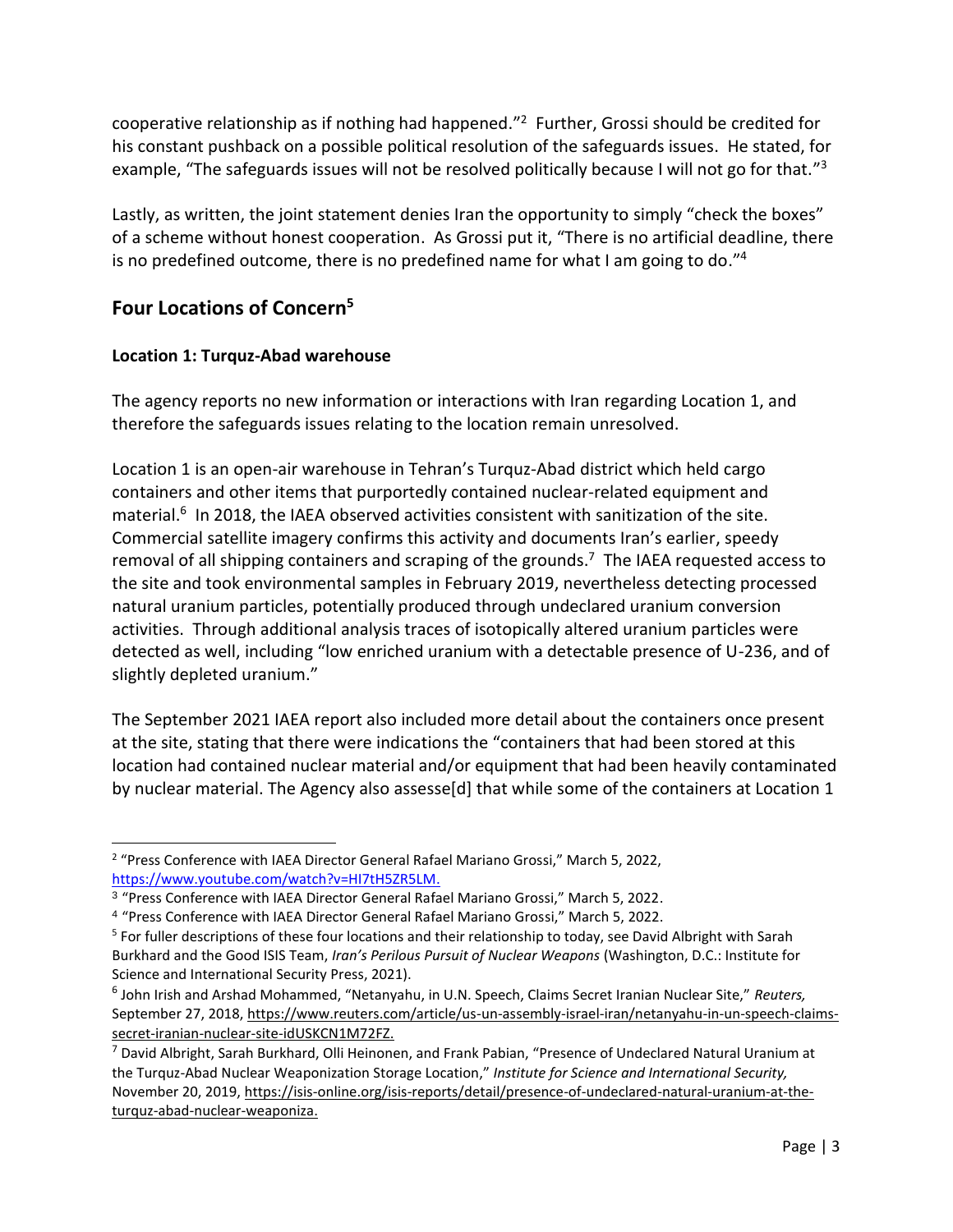cooperative relationship as if nothing had happened."[2] Further, Grossi should be credited for his constant pushback on a possible political resolution of the safeguards issues. He stated, for example, "The safeguards issues will not be resolved politically because I will not go for that."[3]

Lastly, as written, the joint statement denies Iran the opportunity to simply "check the boxes" of a scheme without honest cooperation. As Grossi put it, "There is no artificial deadline, there is no predefined outcome, there is no predefined name for what I am going to do."[4]

## Four Locations of Concern[5]

### Location 1: Turquz-Abad warehouse

The agency reports no new information or interactions with Iran regarding Location 1, and therefore the safeguards issues relating to the location remain unresolved.

Location 1 is an open-air warehouse in Tehran's Turquz-Abad district which held cargo containers and other items that purportedly contained nuclear-related equipment and material.[6] In 2018, the IAEA observed activities consistent with sanitization of the site. Commercial satellite imagery confirms this activity and documents Iran's earlier, speedy removal of all shipping containers and scraping of the grounds.[7] The IAEA requested access to the site and took environmental samples in February 2019, nevertheless detecting processed natural uranium particles, potentially produced through undeclared uranium conversion activities. Through additional analysis traces of isotopically altered uranium particles were detected as well, including "low enriched uranium with a detectable presence of U-236, and of slightly depleted uranium."

The September 2021 IAEA report also included more detail about the containers once present at the site, stating that there were indications the "containers that had been stored at this location had contained nuclear material and/or equipment that had been heavily contaminated by nuclear material. The Agency also assesse[d] that while some of the containers at Location 1

---

[2] "Press Conference with IAEA Director General Rafael Mariano Grossi," March 5, 2022, https://www.youtube.com/watch?v=HI7tH5ZR5LM.

[3] "Press Conference with IAEA Director General Rafael Mariano Grossi," March 5, 2022.

[4] "Press Conference with IAEA Director General Rafael Mariano Grossi," March 5, 2022.

[5] For fuller descriptions of these four locations and their relationship to today, see David Albright with Sarah Burkhard and the Good ISIS Team, *Iran's Perilous Pursuit of Nuclear Weapons* (Washington, D.C.: Institute for Science and International Security Press, 2021).

[6] John Irish and Arshad Mohammed, "Netanyahu, in U.N. Speech, Claims Secret Iranian Nuclear Site," *Reuters,* September 27, 2018, https://www.reuters.com/article/us-un-assembly-israel-iran/netanyahu-in-un-speech-claims-secret-iranian-nuclear-site-idUSKCN1M72FZ.

[7] David Albright, Sarah Burkhard, Olli Heinonen, and Frank Pabian, "Presence of Undeclared Natural Uranium at the Turquz-Abad Nuclear Weaponization Storage Location," *Institute for Science and International Security,* November 20, 2019, https://isis-online.org/isis-reports/detail/presence-of-undeclared-natural-uranium-at-the-turquz-abad-nuclear-weaponiza.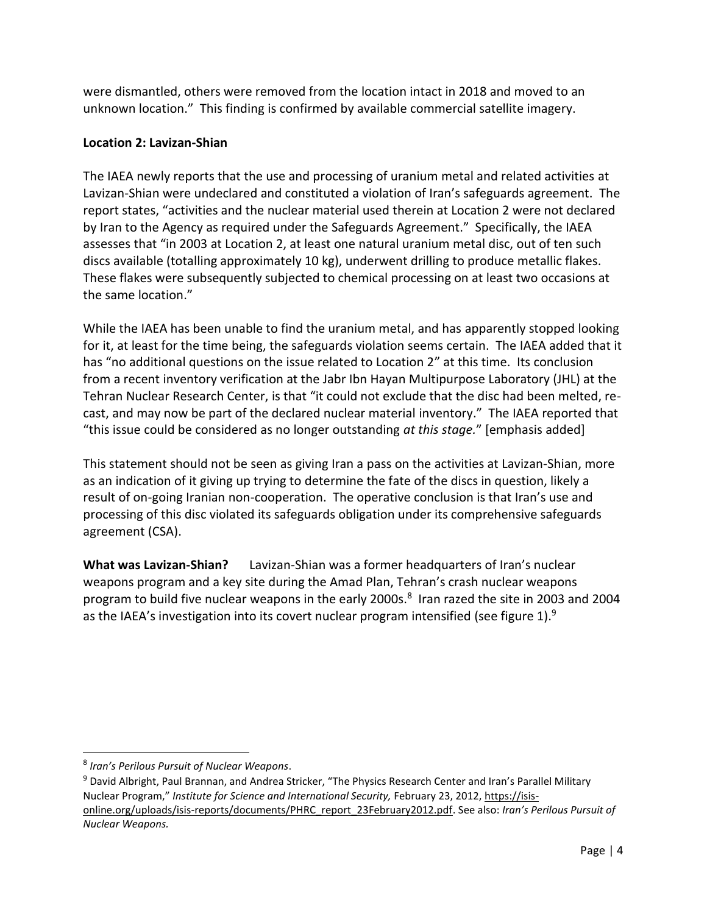were dismantled, others were removed from the location intact in 2018 and moved to an unknown location." This finding is confirmed by available commercial satellite imagery.

**Location 2: Lavizan-Shian**

The IAEA newly reports that the use and processing of uranium metal and related activities at Lavizan-Shian were undeclared and constituted a violation of Iran's safeguards agreement. The report states, "activities and the nuclear material used therein at Location 2 were not declared by Iran to the Agency as required under the Safeguards Agreement." Specifically, the IAEA assesses that "in 2003 at Location 2, at least one natural uranium metal disc, out of ten such discs available (totalling approximately 10 kg), underwent drilling to produce metallic flakes. These flakes were subsequently subjected to chemical processing on at least two occasions at the same location."

While the IAEA has been unable to find the uranium metal, and has apparently stopped looking for it, at least for the time being, the safeguards violation seems certain. The IAEA added that it has "no additional questions on the issue related to Location 2" at this time. Its conclusion from a recent inventory verification at the Jabr Ibn Hayan Multipurpose Laboratory (JHL) at the Tehran Nuclear Research Center, is that "it could not exclude that the disc had been melted, re-cast, and may now be part of the declared nuclear material inventory." The IAEA reported that "this issue could be considered as no longer outstanding *at this stage.*" [emphasis added]

This statement should not be seen as giving Iran a pass on the activities at Lavizan-Shian, more as an indication of it giving up trying to determine the fate of the discs in question, likely a result of on-going Iranian non-cooperation. The operative conclusion is that Iran's use and processing of this disc violated its safeguards obligation under its comprehensive safeguards agreement (CSA).

**What was Lavizan-Shian?** Lavizan-Shian was a former headquarters of Iran's nuclear weapons program and a key site during the Amad Plan, Tehran's crash nuclear weapons program to build five nuclear weapons in the early 2000s.[8] Iran razed the site in 2003 and 2004 as the IAEA's investigation into its covert nuclear program intensified (see figure 1).[9]

---

[8] *Iran's Perilous Pursuit of Nuclear Weapons*.

[9] David Albright, Paul Brannan, and Andrea Stricker, "The Physics Research Center and Iran's Parallel Military Nuclear Program," *Institute for Science and International Security,* February 23, 2012, https://isis-online.org/uploads/isis-reports/documents/PHRC_report_23February2012.pdf. See also: *Iran's Perilous Pursuit of Nuclear Weapons.*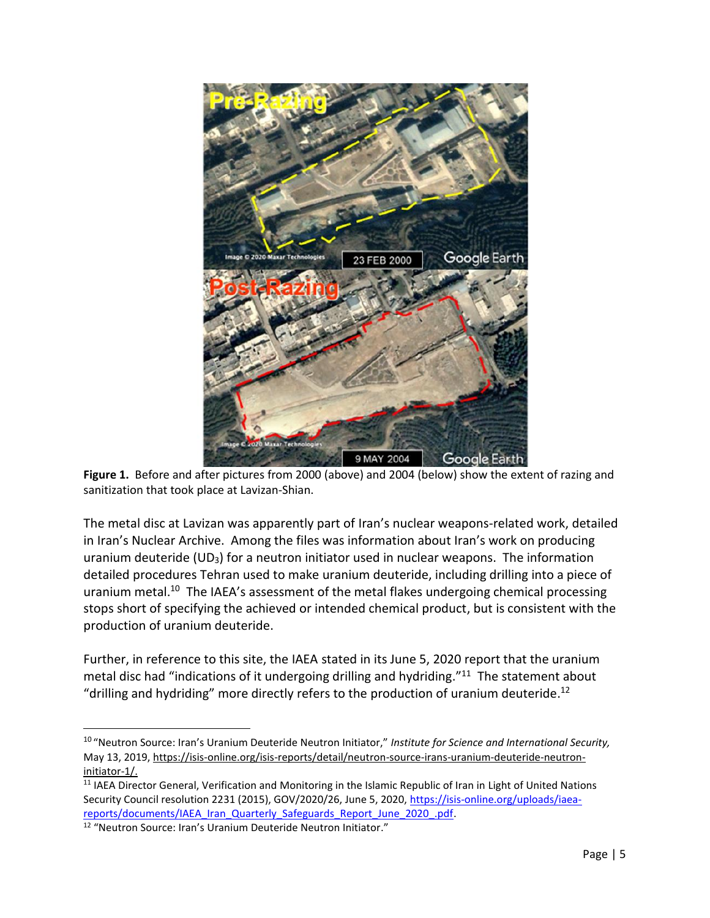**Figure 1.** Before and after pictures from 2000 (above) and 2004 (below) show the extent of razing and sanitization that took place at Lavizan-Shian.

The metal disc at Lavizan was apparently part of Iran's nuclear weapons-related work, detailed in Iran's Nuclear Archive. Among the files was information about Iran's work on producing uranium deuteride ($UD_3$) for a neutron initiator used in nuclear weapons. The information detailed procedures Tehran used to make uranium deuteride, including drilling into a piece of uranium metal.[10] The IAEA's assessment of the metal flakes undergoing chemical processing stops short of specifying the achieved or intended chemical product, but is consistent with the production of uranium deuteride.

Further, in reference to this site, the IAEA stated in its June 5, 2020 report that the uranium metal disc had "indications of it undergoing drilling and hydriding."[11] The statement about "drilling and hydriding" more directly refers to the production of uranium deuteride.[12]

---

[10] "Neutron Source: Iran's Uranium Deuteride Neutron Initiator," *Institute for Science and International Security,* May 13, 2019, https://isis-online.org/isis-reports/detail/neutron-source-irans-uranium-deuteride-neutron-initiator-1/.

[11] IAEA Director General, Verification and Monitoring in the Islamic Republic of Iran in Light of United Nations Security Council resolution 2231 (2015), GOV/2020/26, June 5, 2020, https://isis-online.org/uploads/iaea-reports/documents/IAEA_Iran_Quarterly_Safeguards_Report_June_2020_.pdf.

[12] "Neutron Source: Iran's Uranium Deuteride Neutron Initiator."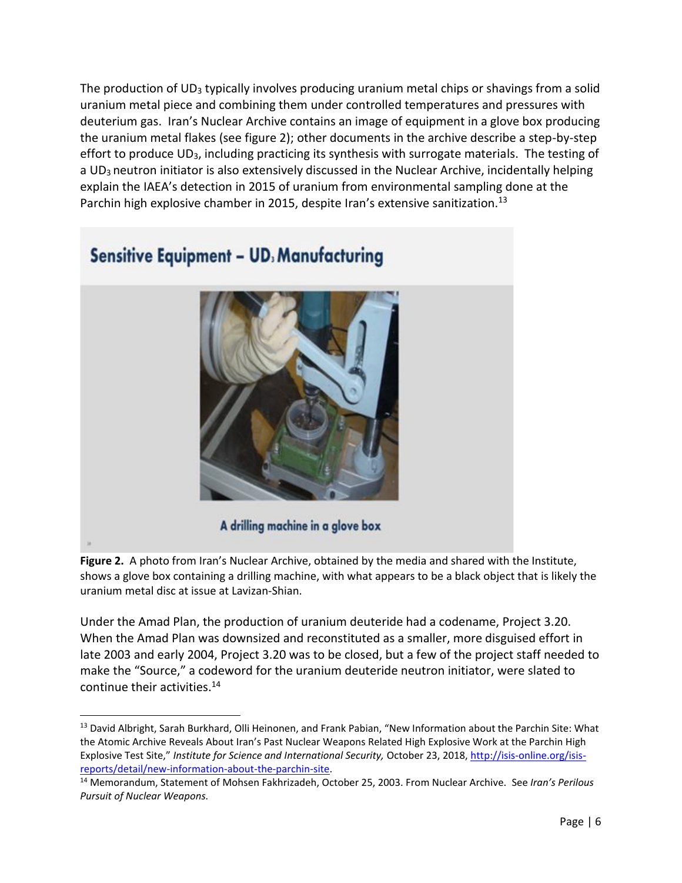The production of $UD_3$ typically involves producing uranium metal chips or shavings from a solid uranium metal piece and combining them under controlled temperatures and pressures with deuterium gas. Iran's Nuclear Archive contains an image of equipment in a glove box producing the uranium metal flakes (see figure 2); other documents in the archive describe a step-by-step effort to produce $UD_3$, including practicing its synthesis with surrogate materials. The testing of a $UD_3$ neutron initiator is also extensively discussed in the Nuclear Archive, incidentally helping explain the IAEA's detection in 2015 of uranium from environmental sampling done at the Parchin high explosive chamber in 2015, despite Iran's extensive sanitization.[13]

Sensitive Equipment – $UD_3$ Manufacturing

A drilling machine in a glove box

**Figure 2.** A photo from Iran's Nuclear Archive, obtained by the media and shared with the Institute, shows a glove box containing a drilling machine, with what appears to be a black object that is likely the uranium metal disc at issue at Lavizan-Shian.

Under the Amad Plan, the production of uranium deuteride had a codename, Project 3.20. When the Amad Plan was downsized and reconstituted as a smaller, more disguised effort in late 2003 and early 2004, Project 3.20 was to be closed, but a few of the project staff needed to make the "Source," a codeword for the uranium deuteride neutron initiator, were slated to continue their activities.[14]

---

[13] David Albright, Sarah Burkhard, Olli Heinonen, and Frank Pabian, "New Information about the Parchin Site: What the Atomic Archive Reveals About Iran's Past Nuclear Weapons Related High Explosive Work at the Parchin High Explosive Test Site," *Institute for Science and International Security,* October 23, 2018, http://isis-online.org/isis-reports/detail/new-information-about-the-parchin-site.

[14] Memorandum, Statement of Mohsen Fakhrizadeh, October 25, 2003. From Nuclear Archive. See *Iran's Perilous Pursuit of Nuclear Weapons.*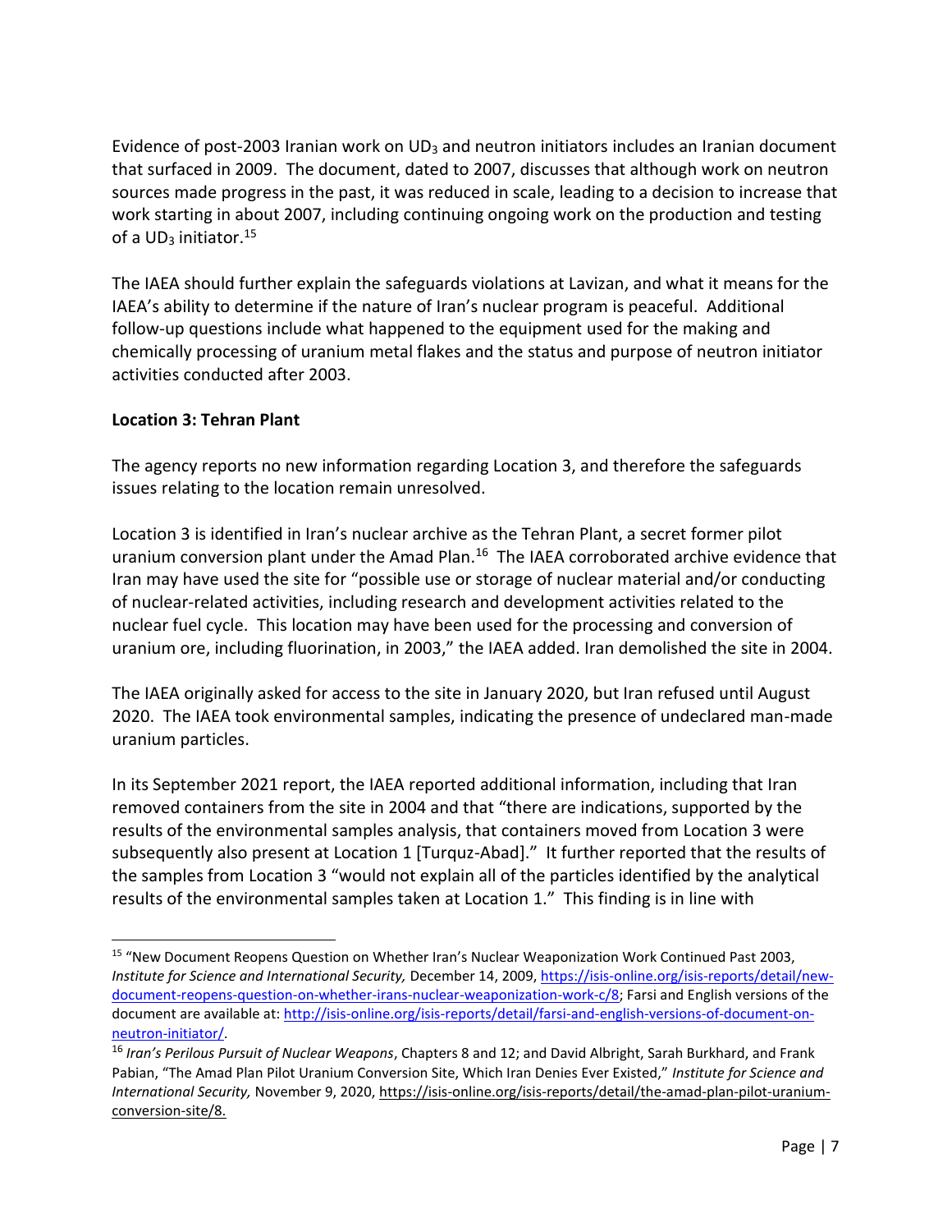Evidence of post-2003 Iranian work on $UD_3$ and neutron initiators includes an Iranian document that surfaced in 2009. The document, dated to 2007, discusses that although work on neutron sources made progress in the past, it was reduced in scale, leading to a decision to increase that work starting in about 2007, including continuing ongoing work on the production and testing of a $UD_3$ initiator.[15]

The IAEA should further explain the safeguards violations at Lavizan, and what it means for the IAEA's ability to determine if the nature of Iran's nuclear program is peaceful. Additional follow-up questions include what happened to the equipment used for the making and chemically processing of uranium metal flakes and the status and purpose of neutron initiator activities conducted after 2003.

**Location 3: Tehran Plant**

The agency reports no new information regarding Location 3, and therefore the safeguards issues relating to the location remain unresolved.

Location 3 is identified in Iran's nuclear archive as the Tehran Plant, a secret former pilot uranium conversion plant under the Amad Plan.[16] The IAEA corroborated archive evidence that Iran may have used the site for "possible use or storage of nuclear material and/or conducting of nuclear-related activities, including research and development activities related to the nuclear fuel cycle. This location may have been used for the processing and conversion of uranium ore, including fluorination, in 2003," the IAEA added. Iran demolished the site in 2004.

The IAEA originally asked for access to the site in January 2020, but Iran refused until August 2020. The IAEA took environmental samples, indicating the presence of undeclared man-made uranium particles.

In its September 2021 report, the IAEA reported additional information, including that Iran removed containers from the site in 2004 and that "there are indications, supported by the results of the environmental samples analysis, that containers moved from Location 3 were subsequently also present at Location 1 [Turquz-Abad]." It further reported that the results of the samples from Location 3 "would not explain all of the particles identified by the analytical results of the environmental samples taken at Location 1." This finding is in line with

---

[15] "New Document Reopens Question on Whether Iran's Nuclear Weaponization Work Continued Past 2003, *Institute for Science and International Security,* December 14, 2009, https://isis-online.org/isis-reports/detail/new-document-reopens-question-on-whether-irans-nuclear-weaponization-work-c/8; Farsi and English versions of the document are available at: http://isis-online.org/isis-reports/detail/farsi-and-english-versions-of-document-on-neutron-initiator/.

[16] *Iran's Perilous Pursuit of Nuclear Weapons*, Chapters 8 and 12; and David Albright, Sarah Burkhard, and Frank Pabian, "The Amad Plan Pilot Uranium Conversion Site, Which Iran Denies Ever Existed," *Institute for Science and International Security,* November 9, 2020, https://isis-online.org/isis-reports/detail/the-amad-plan-pilot-uranium-conversion-site/8.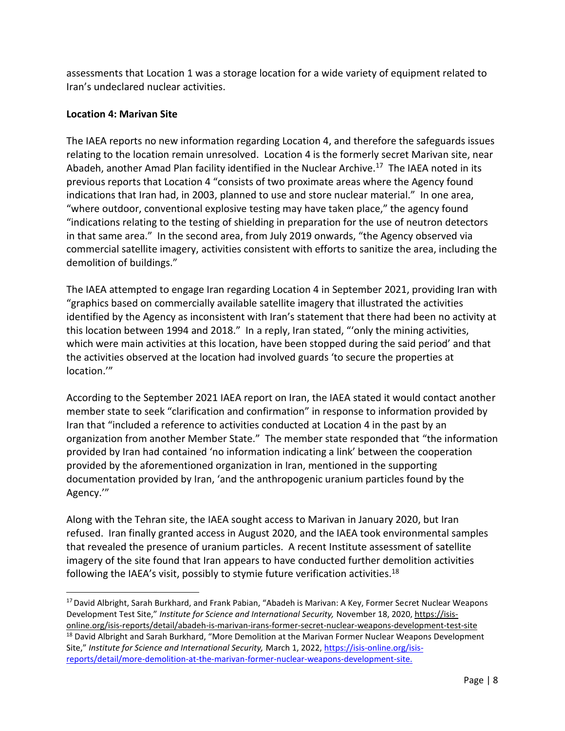assessments that Location 1 was a storage location for a wide variety of equipment related to Iran's undeclared nuclear activities.

**Location 4: Marivan Site**

The IAEA reports no new information regarding Location 4, and therefore the safeguards issues relating to the location remain unresolved. Location 4 is the formerly secret Marivan site, near Abadeh, another Amad Plan facility identified in the Nuclear Archive.[17] The IAEA noted in its previous reports that Location 4 "consists of two proximate areas where the Agency found indications that Iran had, in 2003, planned to use and store nuclear material." In one area, "where outdoor, conventional explosive testing may have taken place," the agency found "indications relating to the testing of shielding in preparation for the use of neutron detectors in that same area." In the second area, from July 2019 onwards, "the Agency observed via commercial satellite imagery, activities consistent with efforts to sanitize the area, including the demolition of buildings."

The IAEA attempted to engage Iran regarding Location 4 in September 2021, providing Iran with "graphics based on commercially available satellite imagery that illustrated the activities identified by the Agency as inconsistent with Iran's statement that there had been no activity at this location between 1994 and 2018." In a reply, Iran stated, "'only the mining activities, which were main activities at this location, have been stopped during the said period' and that the activities observed at the location had involved guards 'to secure the properties at location.'"

According to the September 2021 IAEA report on Iran, the IAEA stated it would contact another member state to seek "clarification and confirmation" in response to information provided by Iran that "included a reference to activities conducted at Location 4 in the past by an organization from another Member State." The member state responded that "the information provided by Iran had contained 'no information indicating a link' between the cooperation provided by the aforementioned organization in Iran, mentioned in the supporting documentation provided by Iran, 'and the anthropogenic uranium particles found by the Agency.'"

Along with the Tehran site, the IAEA sought access to Marivan in January 2020, but Iran refused. Iran finally granted access in August 2020, and the IAEA took environmental samples that revealed the presence of uranium particles. A recent Institute assessment of satellite imagery of the site found that Iran appears to have conducted further demolition activities following the IAEA's visit, possibly to stymie future verification activities.[18]

---

[17] David Albright, Sarah Burkhard, and Frank Pabian, "Abadeh is Marivan: A Key, Former Secret Nuclear Weapons Development Test Site," *Institute for Science and International Security,* November 18, 2020, https://isis-online.org/isis-reports/detail/abadeh-is-marivan-irans-former-secret-nuclear-weapons-development-test-site

[18] David Albright and Sarah Burkhard, "More Demolition at the Marivan Former Nuclear Weapons Development Site," *Institute for Science and International Security,* March 1, 2022, https://isis-online.org/isis-reports/detail/more-demolition-at-the-marivan-former-nuclear-weapons-development-site.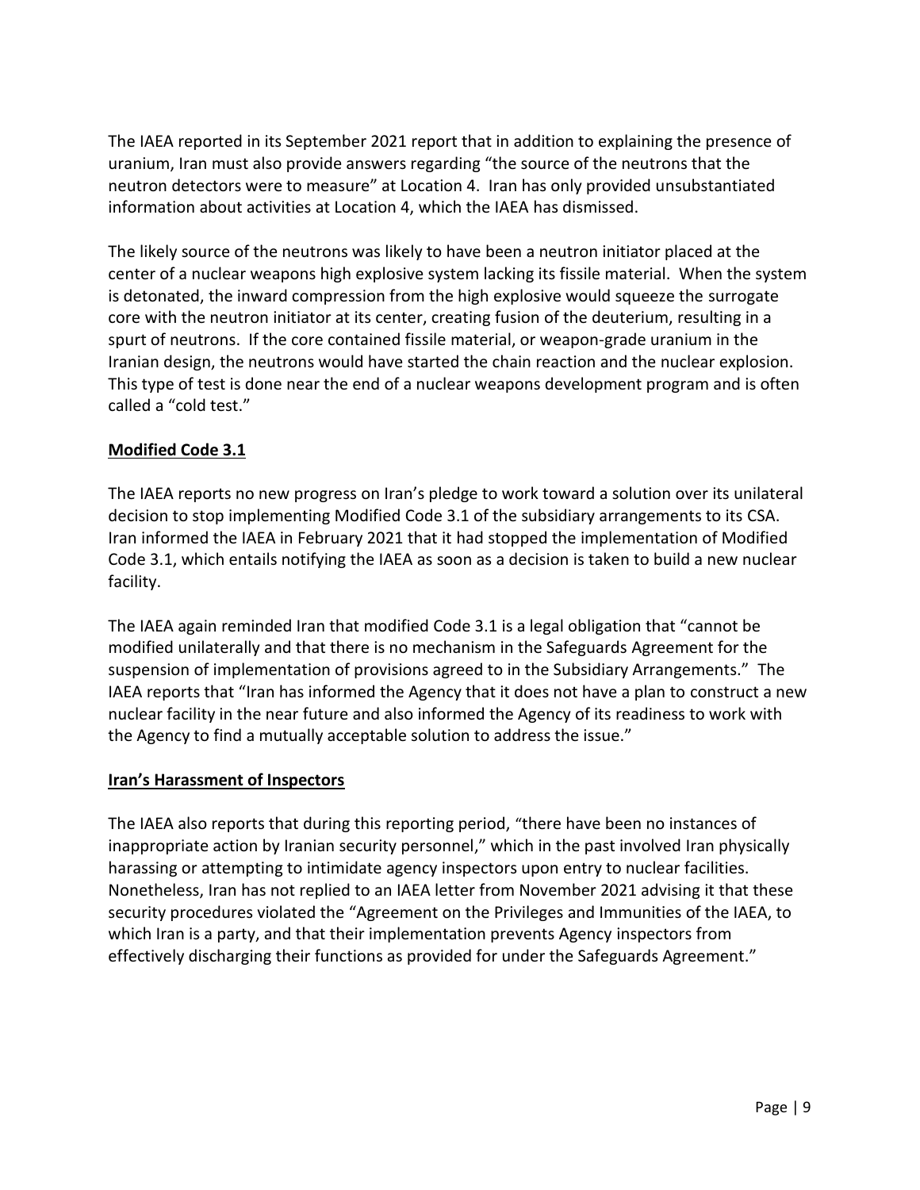The IAEA reported in its September 2021 report that in addition to explaining the presence of uranium, Iran must also provide answers regarding "the source of the neutrons that the neutron detectors were to measure" at Location 4. Iran has only provided unsubstantiated information about activities at Location 4, which the IAEA has dismissed.

The likely source of the neutrons was likely to have been a neutron initiator placed at the center of a nuclear weapons high explosive system lacking its fissile material. When the system is detonated, the inward compression from the high explosive would squeeze the surrogate core with the neutron initiator at its center, creating fusion of the deuterium, resulting in a spurt of neutrons. If the core contained fissile material, or weapon-grade uranium in the Iranian design, the neutrons would have started the chain reaction and the nuclear explosion. This type of test is done near the end of a nuclear weapons development program and is often called a "cold test."

## Modified Code 3.1

The IAEA reports no new progress on Iran's pledge to work toward a solution over its unilateral decision to stop implementing Modified Code 3.1 of the subsidiary arrangements to its CSA. Iran informed the IAEA in February 2021 that it had stopped the implementation of Modified Code 3.1, which entails notifying the IAEA as soon as a decision is taken to build a new nuclear facility.

The IAEA again reminded Iran that modified Code 3.1 is a legal obligation that "cannot be modified unilaterally and that there is no mechanism in the Safeguards Agreement for the suspension of implementation of provisions agreed to in the Subsidiary Arrangements." The IAEA reports that "Iran has informed the Agency that it does not have a plan to construct a new nuclear facility in the near future and also informed the Agency of its readiness to work with the Agency to find a mutually acceptable solution to address the issue."

## Iran's Harassment of Inspectors

The IAEA also reports that during this reporting period, "there have been no instances of inappropriate action by Iranian security personnel," which in the past involved Iran physically harassing or attempting to intimidate agency inspectors upon entry to nuclear facilities. Nonetheless, Iran has not replied to an IAEA letter from November 2021 advising it that these security procedures violated the "Agreement on the Privileges and Immunities of the IAEA, to which Iran is a party, and that their implementation prevents Agency inspectors from effectively discharging their functions as provided for under the Safeguards Agreement."